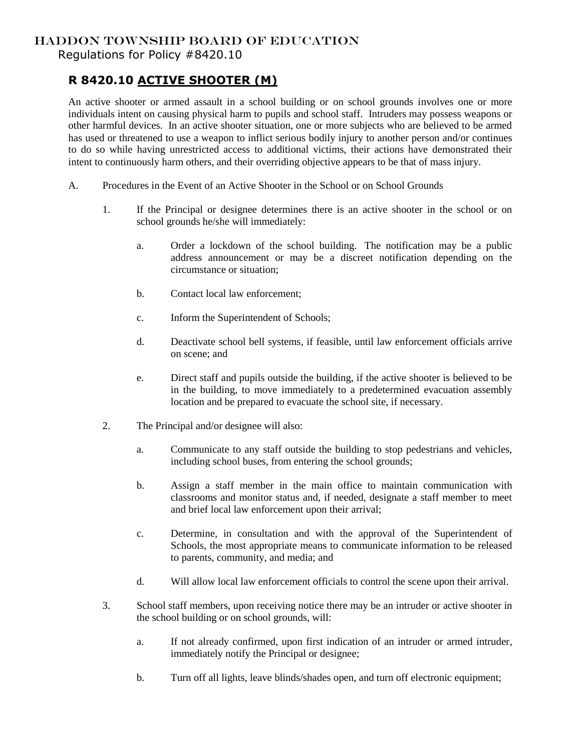# HADDON TOWNSHIP BOARD OF EDUCATION

Regulations for Policy #8420.10

## R 8420.10 ACTIVE SHOOTER (M)

An active shooter or armed assault in a school building or on school grounds involves one or more individuals intent on causing physical harm to pupils and school staff. Intruders may possess weapons or other harmful devices. In an active shooter situation, one or more subjects who are believed to be armed has used or threatened to use a weapon to inflict serious bodily injury to another person and/or continues to do so while having unrestricted access to additional victims, their actions have demonstrated their intent to continuously harm others, and their overriding objective appears to be that of mass injury.

A. Procedures in the Event of an Active Shooter in the School or on School Grounds

1. If the Principal or designee determines there is an active shooter in the school or on school grounds he/she will immediately:

    a. Order a lockdown of the school building. The notification may be a public address announcement or may be a discreet notification depending on the circumstance or situation;

    b. Contact local law enforcement;

    c. Inform the Superintendent of Schools;

    d. Deactivate school bell systems, if feasible, until law enforcement officials arrive on scene; and

    e. Direct staff and pupils outside the building, if the active shooter is believed to be in the building, to move immediately to a predetermined evacuation assembly location and be prepared to evacuate the school site, if necessary.

2. The Principal and/or designee will also:

    a. Communicate to any staff outside the building to stop pedestrians and vehicles, including school buses, from entering the school grounds;

    b. Assign a staff member in the main office to maintain communication with classrooms and monitor status and, if needed, designate a staff member to meet and brief local law enforcement upon their arrival;

    c. Determine, in consultation and with the approval of the Superintendent of Schools, the most appropriate means to communicate information to be released to parents, community, and media; and

    d. Will allow local law enforcement officials to control the scene upon their arrival.

3. School staff members, upon receiving notice there may be an intruder or active shooter in the school building or on school grounds, will:

    a. If not already confirmed, upon first indication of an intruder or armed intruder, immediately notify the Principal or designee;

    b. Turn off all lights, leave blinds/shades open, and turn off electronic equipment;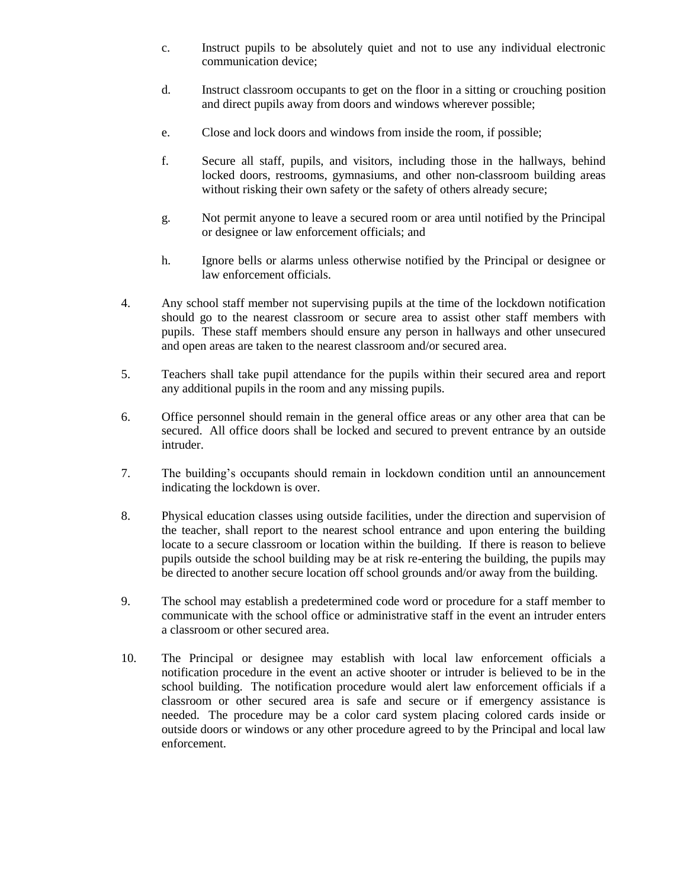c. Instruct pupils to be absolutely quiet and not to use any individual electronic communication device;

d. Instruct classroom occupants to get on the floor in a sitting or crouching position and direct pupils away from doors and windows wherever possible;

e. Close and lock doors and windows from inside the room, if possible;

f. Secure all staff, pupils, and visitors, including those in the hallways, behind locked doors, restrooms, gymnasiums, and other non-classroom building areas without risking their own safety or the safety of others already secure;

g. Not permit anyone to leave a secured room or area until notified by the Principal or designee or law enforcement officials; and

h. Ignore bells or alarms unless otherwise notified by the Principal or designee or law enforcement officials.

4. Any school staff member not supervising pupils at the time of the lockdown notification should go to the nearest classroom or secure area to assist other staff members with pupils. These staff members should ensure any person in hallways and other unsecured and open areas are taken to the nearest classroom and/or secured area.

5. Teachers shall take pupil attendance for the pupils within their secured area and report any additional pupils in the room and any missing pupils.

6. Office personnel should remain in the general office areas or any other area that can be secured. All office doors shall be locked and secured to prevent entrance by an outside intruder.

7. The building's occupants should remain in lockdown condition until an announcement indicating the lockdown is over.

8. Physical education classes using outside facilities, under the direction and supervision of the teacher, shall report to the nearest school entrance and upon entering the building locate to a secure classroom or location within the building. If there is reason to believe pupils outside the school building may be at risk re-entering the building, the pupils may be directed to another secure location off school grounds and/or away from the building.

9. The school may establish a predetermined code word or procedure for a staff member to communicate with the school office or administrative staff in the event an intruder enters a classroom or other secured area.

10. The Principal or designee may establish with local law enforcement officials a notification procedure in the event an active shooter or intruder is believed to be in the school building. The notification procedure would alert law enforcement officials if a classroom or other secured area is safe and secure or if emergency assistance is needed. The procedure may be a color card system placing colored cards inside or outside doors or windows or any other procedure agreed to by the Principal and local law enforcement.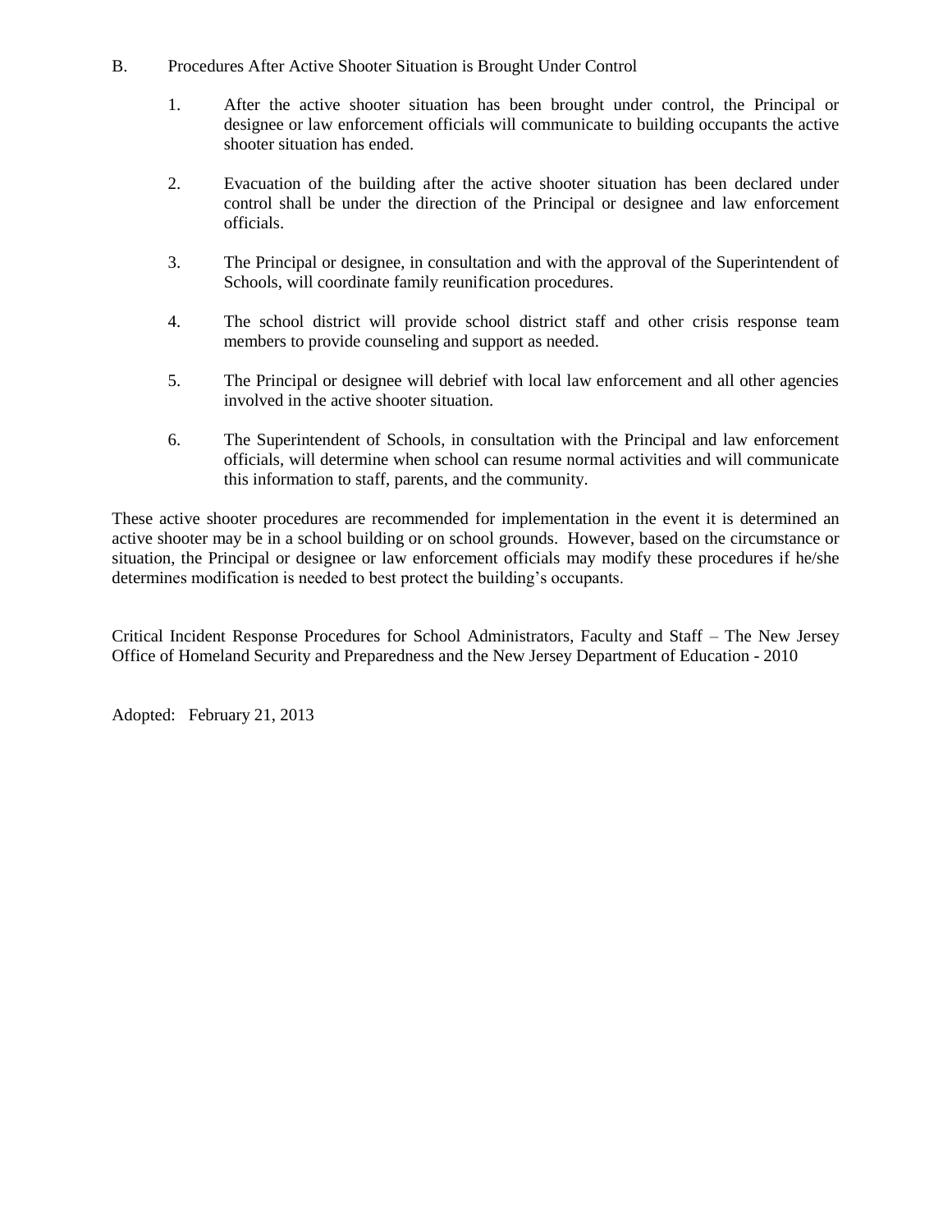B. Procedures After Active Shooter Situation is Brought Under Control

1. After the active shooter situation has been brought under control, the Principal or designee or law enforcement officials will communicate to building occupants the active shooter situation has ended.

2. Evacuation of the building after the active shooter situation has been declared under control shall be under the direction of the Principal or designee and law enforcement officials.

3. The Principal or designee, in consultation and with the approval of the Superintendent of Schools, will coordinate family reunification procedures.

4. The school district will provide school district staff and other crisis response team members to provide counseling and support as needed.

5. The Principal or designee will debrief with local law enforcement and all other agencies involved in the active shooter situation.

6. The Superintendent of Schools, in consultation with the Principal and law enforcement officials, will determine when school can resume normal activities and will communicate this information to staff, parents, and the community.

These active shooter procedures are recommended for implementation in the event it is determined an active shooter may be in a school building or on school grounds. However, based on the circumstance or situation, the Principal or designee or law enforcement officials may modify these procedures if he/she determines modification is needed to best protect the building's occupants.

Critical Incident Response Procedures for School Administrators, Faculty and Staff – The New Jersey Office of Homeland Security and Preparedness and the New Jersey Department of Education - 2010

Adopted: February 21, 2013